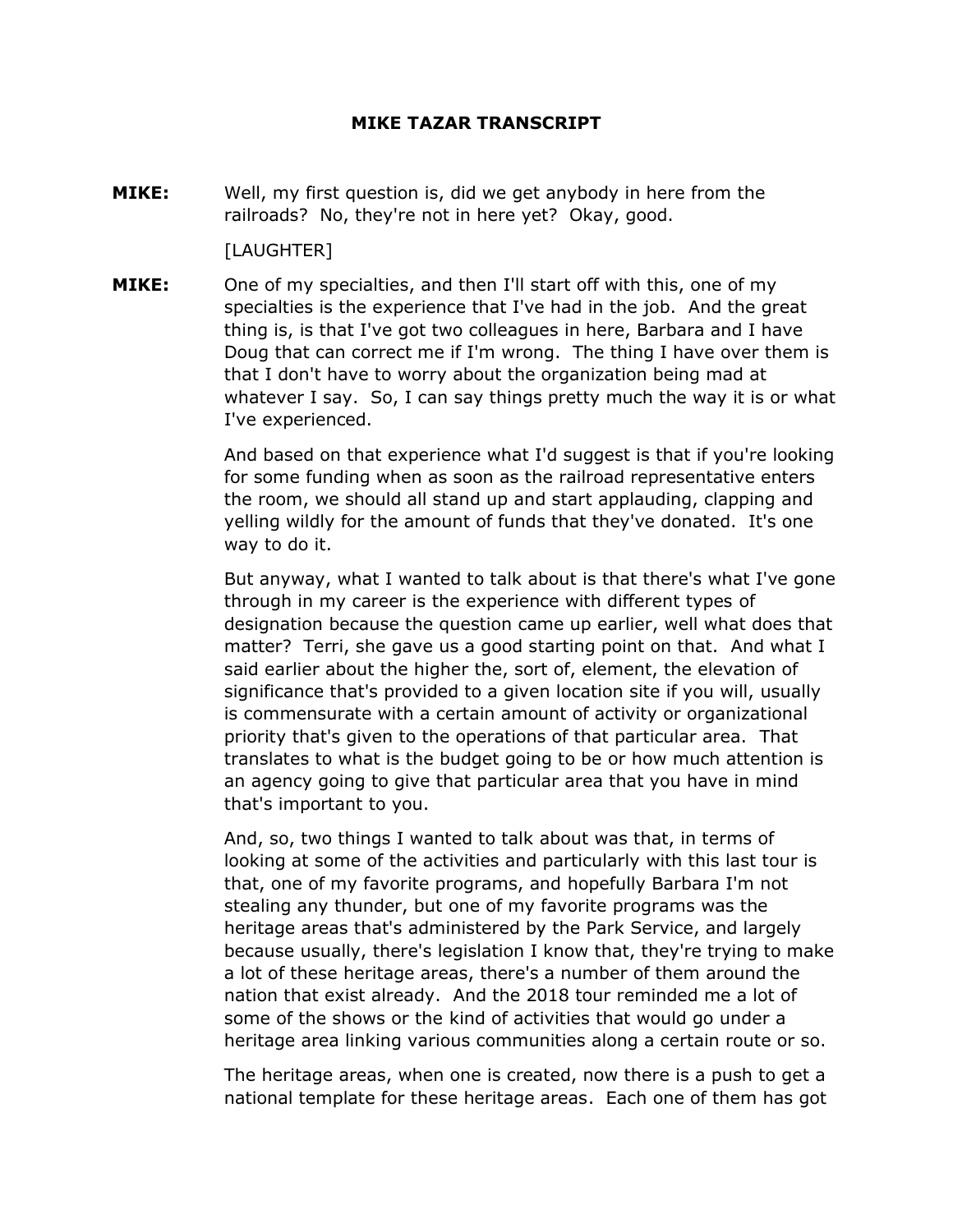# MIKE TAZAR TRANSCRIPT

**MIKE:** Well, my first question is, did we get anybody in here from the railroads? No, they're not in here yet? Okay, good.

[LAUGHTER]

**MIKE:** One of my specialties, and then I'll start off with this, one of my specialties is the experience that I've had in the job. And the great thing is, is that I've got two colleagues in here, Barbara and I have Doug that can correct me if I'm wrong. The thing I have over them is that I don't have to worry about the organization being mad at whatever I say. So, I can say things pretty much the way it is or what I've experienced.

And based on that experience what I'd suggest is that if you're looking for some funding when as soon as the railroad representative enters the room, we should all stand up and start applauding, clapping and yelling wildly for the amount of funds that they've donated. It's one way to do it.

But anyway, what I wanted to talk about is that there's what I've gone through in my career is the experience with different types of designation because the question came up earlier, well what does that matter? Terri, she gave us a good starting point on that. And what I said earlier about the higher the, sort of, element, the elevation of significance that's provided to a given location site if you will, usually is commensurate with a certain amount of activity or organizational priority that's given to the operations of that particular area. That translates to what is the budget going to be or how much attention is an agency going to give that particular area that you have in mind that's important to you.

And, so, two things I wanted to talk about was that, in terms of looking at some of the activities and particularly with this last tour is that, one of my favorite programs, and hopefully Barbara I'm not stealing any thunder, but one of my favorite programs was the heritage areas that's administered by the Park Service, and largely because usually, there's legislation I know that, they're trying to make a lot of these heritage areas, there's a number of them around the nation that exist already. And the 2018 tour reminded me a lot of some of the shows or the kind of activities that would go under a heritage area linking various communities along a certain route or so.

The heritage areas, when one is created, now there is a push to get a national template for these heritage areas. Each one of them has got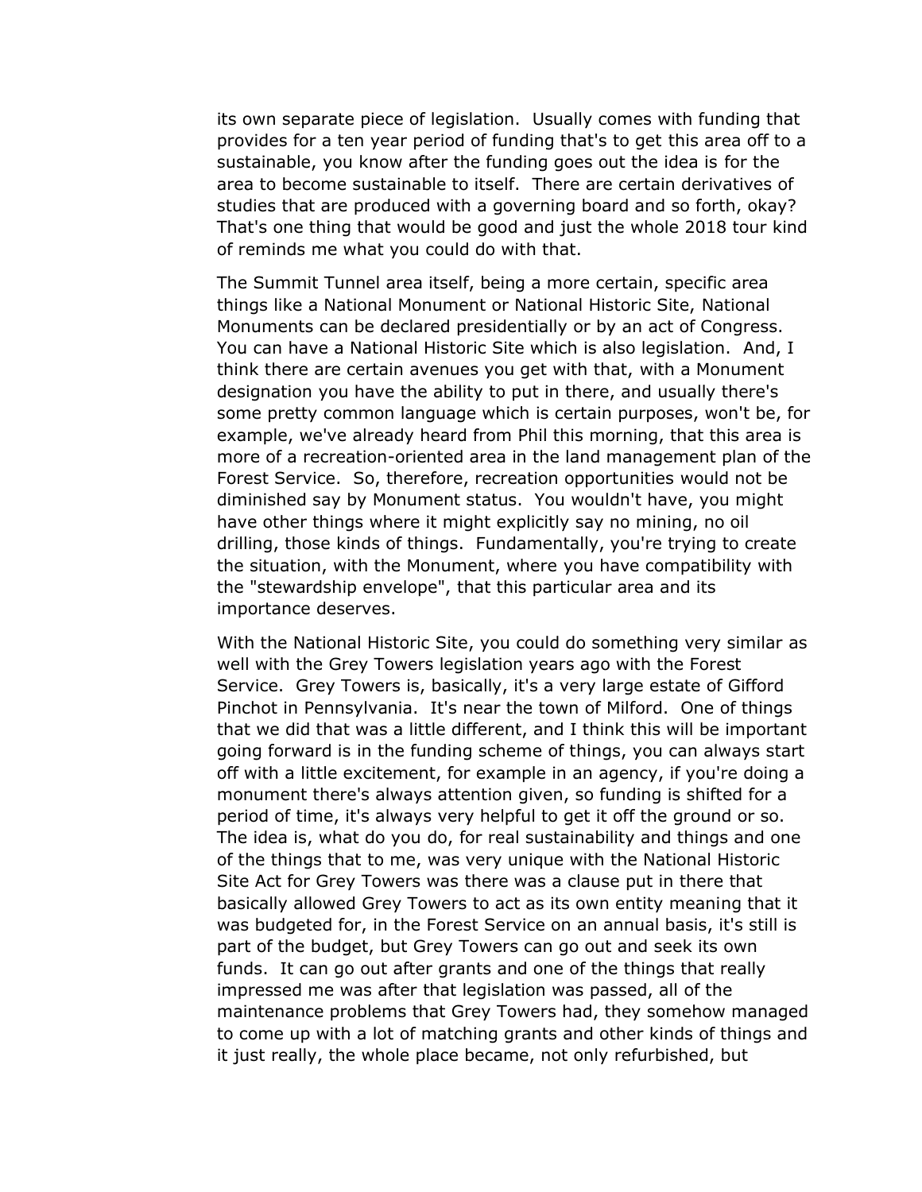its own separate piece of legislation. Usually comes with funding that provides for a ten year period of funding that's to get this area off to a sustainable, you know after the funding goes out the idea is for the area to become sustainable to itself. There are certain derivatives of studies that are produced with a governing board and so forth, okay? That's one thing that would be good and just the whole 2018 tour kind of reminds me what you could do with that.

The Summit Tunnel area itself, being a more certain, specific area things like a National Monument or National Historic Site, National Monuments can be declared presidentially or by an act of Congress. You can have a National Historic Site which is also legislation. And, I think there are certain avenues you get with that, with a Monument designation you have the ability to put in there, and usually there's some pretty common language which is certain purposes, won't be, for example, we've already heard from Phil this morning, that this area is more of a recreation-oriented area in the land management plan of the Forest Service. So, therefore, recreation opportunities would not be diminished say by Monument status. You wouldn't have, you might have other things where it might explicitly say no mining, no oil drilling, those kinds of things. Fundamentally, you're trying to create the situation, with the Monument, where you have compatibility with the "stewardship envelope", that this particular area and its importance deserves.

With the National Historic Site, you could do something very similar as well with the Grey Towers legislation years ago with the Forest Service. Grey Towers is, basically, it's a very large estate of Gifford Pinchot in Pennsylvania. It's near the town of Milford. One of things that we did that was a little different, and I think this will be important going forward is in the funding scheme of things, you can always start off with a little excitement, for example in an agency, if you're doing a monument there's always attention given, so funding is shifted for a period of time, it's always very helpful to get it off the ground or so. The idea is, what do you do, for real sustainability and things and one of the things that to me, was very unique with the National Historic Site Act for Grey Towers was there was a clause put in there that basically allowed Grey Towers to act as its own entity meaning that it was budgeted for, in the Forest Service on an annual basis, it's still is part of the budget, but Grey Towers can go out and seek its own funds. It can go out after grants and one of the things that really impressed me was after that legislation was passed, all of the maintenance problems that Grey Towers had, they somehow managed to come up with a lot of matching grants and other kinds of things and it just really, the whole place became, not only refurbished, but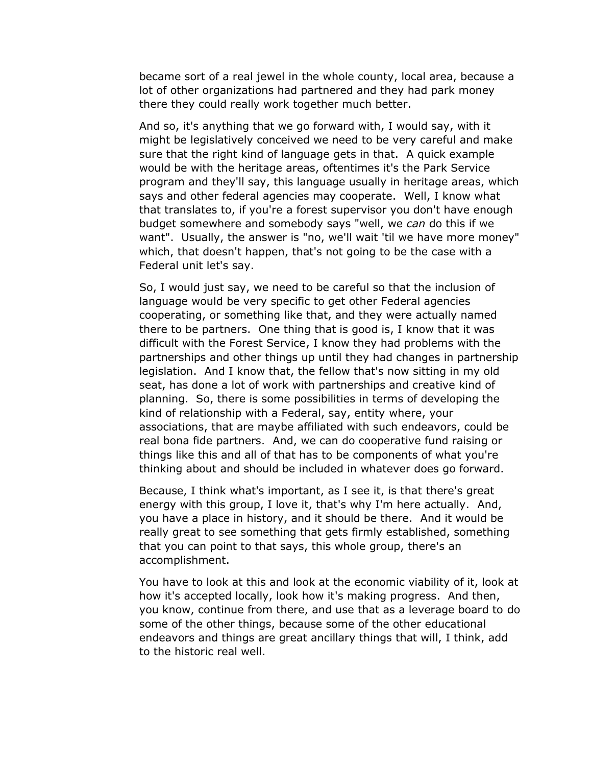became sort of a real jewel in the whole county, local area, because a lot of other organizations had partnered and they had park money there they could really work together much better.

And so, it's anything that we go forward with, I would say, with it might be legislatively conceived we need to be very careful and make sure that the right kind of language gets in that. A quick example would be with the heritage areas, oftentimes it's the Park Service program and they'll say, this language usually in heritage areas, which says and other federal agencies may cooperate. Well, I know what that translates to, if you're a forest supervisor you don't have enough budget somewhere and somebody says "well, we *can* do this if we want". Usually, the answer is "no, we'll wait 'til we have more money" which, that doesn't happen, that's not going to be the case with a Federal unit let's say.

So, I would just say, we need to be careful so that the inclusion of language would be very specific to get other Federal agencies cooperating, or something like that, and they were actually named there to be partners. One thing that is good is, I know that it was difficult with the Forest Service, I know they had problems with the partnerships and other things up until they had changes in partnership legislation. And I know that, the fellow that's now sitting in my old seat, has done a lot of work with partnerships and creative kind of planning. So, there is some possibilities in terms of developing the kind of relationship with a Federal, say, entity where, your associations, that are maybe affiliated with such endeavors, could be real bona fide partners. And, we can do cooperative fund raising or things like this and all of that has to be components of what you're thinking about and should be included in whatever does go forward.

Because, I think what's important, as I see it, is that there's great energy with this group, I love it, that's why I'm here actually. And, you have a place in history, and it should be there. And it would be really great to see something that gets firmly established, something that you can point to that says, this whole group, there's an accomplishment.

You have to look at this and look at the economic viability of it, look at how it's accepted locally, look how it's making progress. And then, you know, continue from there, and use that as a leverage board to do some of the other things, because some of the other educational endeavors and things are great ancillary things that will, I think, add to the historic real well.